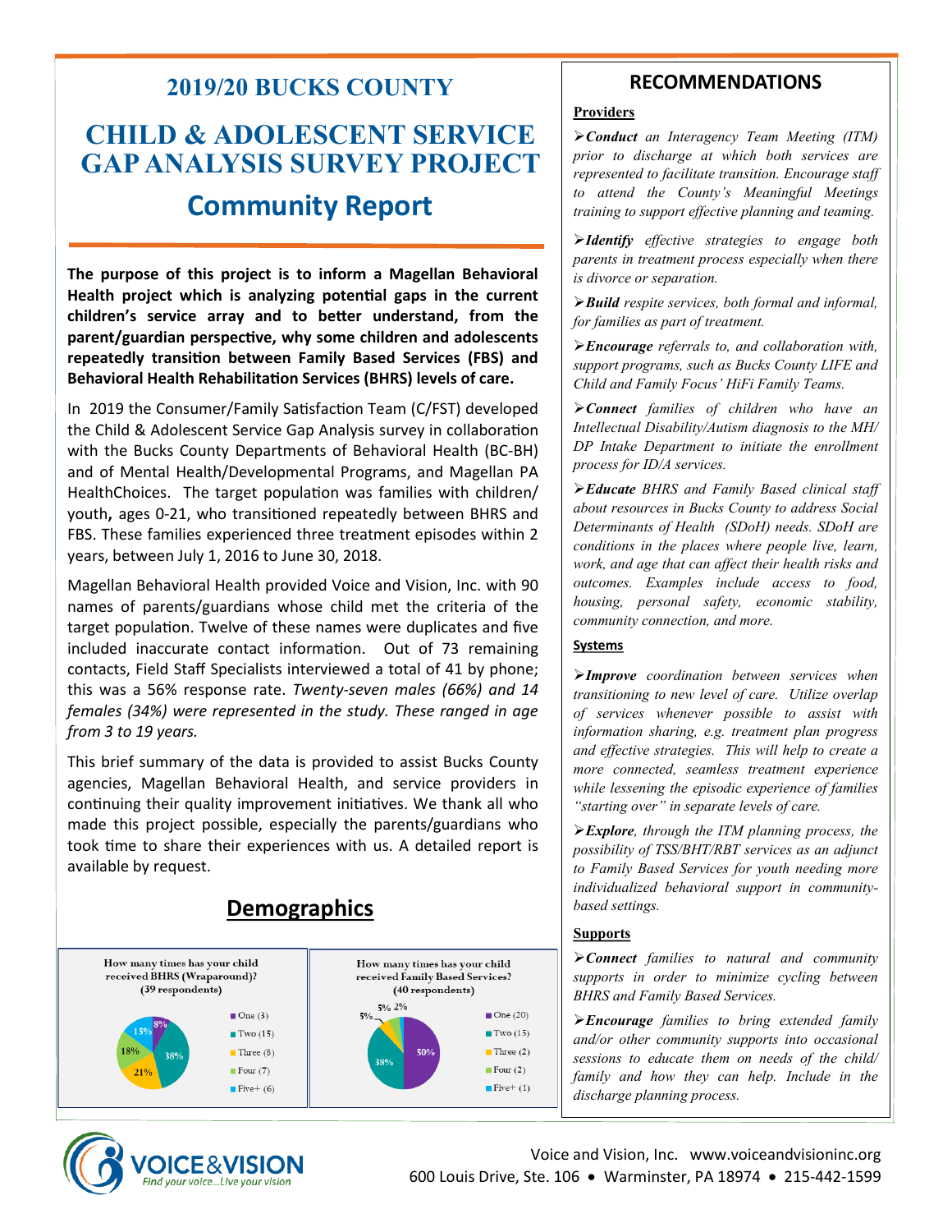# 2019/20 BUCKS COUNTY

# CHILD & ADOLESCENT SERVICE GAP ANALYSIS SURVEY PROJECT

## Community Report

**The purpose of this project is to inform a Magellan Behavioral Health project which is analyzing potential gaps in the current children's service array and to better understand, from the parent/guardian perspective, why some children and adolescents repeatedly transition between Family Based Services (FBS) and Behavioral Health Rehabilitation Services (BHRS) levels of care.**

In 2019 the Consumer/Family Satisfaction Team (C/FST) developed the Child & Adolescent Service Gap Analysis survey in collaboration with the Bucks County Departments of Behavioral Health (BC-BH) and of Mental Health/Developmental Programs, and Magellan PA HealthChoices. The target population was families with children/youth**,** ages 0-21, who transitioned repeatedly between BHRS and FBS. These families experienced three treatment episodes within 2 years, between July 1, 2016 to June 30, 2018.

Magellan Behavioral Health provided Voice and Vision, Inc. with 90 names of parents/guardians whose child met the criteria of the target population. Twelve of these names were duplicates and five included inaccurate contact information. Out of 73 remaining contacts, Field Staff Specialists interviewed a total of 41 by phone; this was a 56% response rate. *Twenty-seven males (66%) and 14 females (34%) were represented in the study. These ranged in age from 3 to 19 years.*

This brief summary of the data is provided to assist Bucks County agencies, Magellan Behavioral Health, and service providers in continuing their quality improvement initiatives. We thank all who made this project possible, especially the parents/guardians who took time to share their experiences with us. A detailed report is available by request.

## Demographics

**How many times has your child received BHRS (Wraparound)? (39 respondents)**

| Times | Respondents | Percent |
|---|---|---|
| One | 3 | 8% |
| Two | 15 | 38% |
| Three | 8 | 21% |
| Four | 7 | 18% |
| Five+ | 6 | 15% |

**How many times has your child received Family Based Services? (40 respondents)**

| Times | Respondents | Percent |
|---|---|---|
| One | 20 | 50% |
| Two | 15 | 38% |
| Three | 2 | 5% |
| Four | 2 | 5% |
| Five+ | 1 | 2% |

## RECOMMENDATIONS

### Providers

➢ ***Conduct*** *an Interagency Team Meeting (ITM) prior to discharge at which both services are represented to facilitate transition. Encourage staff to attend the County's Meaningful Meetings training to support effective planning and teaming.*

➢ ***Identify*** *effective strategies to engage both parents in treatment process especially when there is divorce or separation.*

➢ ***Build*** *respite services, both formal and informal, for families as part of treatment.*

➢ ***Encourage*** *referrals to, and collaboration with, support programs, such as Bucks County LIFE and Child and Family Focus' HiFi Family Teams.*

➢ ***Connect*** *families of children who have an Intellectual Disability/Autism diagnosis to the MH/DP Intake Department to initiate the enrollment process for ID/A services.*

➢ ***Educate*** *BHRS and Family Based clinical staff about resources in Bucks County to address Social Determinants of Health (SDoH) needs. SDoH are conditions in the places where people live, learn, work, and age that can affect their health risks and outcomes. Examples include access to food, housing, personal safety, economic stability, community connection, and more.*

### Systems

➢ ***Improve*** *coordination between services when transitioning to new level of care. Utilize overlap of services whenever possible to assist with information sharing, e.g. treatment plan progress and effective strategies. This will help to create a more connected, seamless treatment experience while lessening the episodic experience of families "starting over" in separate levels of care.*

➢ ***Explore****, through the ITM planning process, the possibility of TSS/BHT/RBT services as an adjunct to Family Based Services for youth needing more individualized behavioral support in community-based settings.*

### Supports

➢ ***Connect*** *families to natural and community supports in order to minimize cycling between BHRS and Family Based Services.*

➢ ***Encourage*** *families to bring extended family and/or other community supports into occasional sessions to educate them on needs of the child/family and how they can help. Include in the discharge planning process.*

VOICE&VISION — Find your voice...Live your vision

Voice and Vision, Inc. www.voiceandvisioninc.org
600 Louis Drive, Ste. 106 • Warminster, PA 18974 • 215-442-1599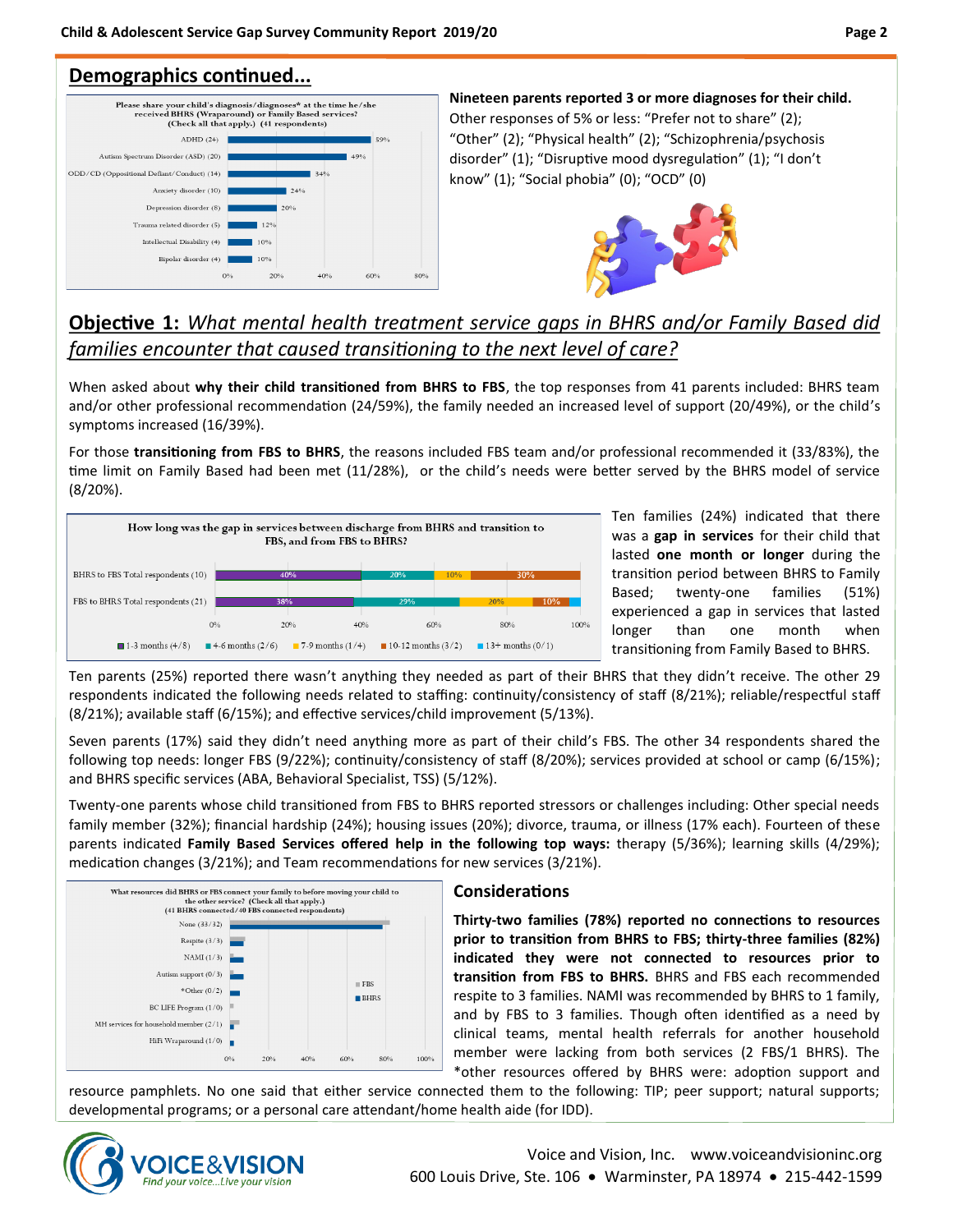## Demographics continued...

Please share your child's diagnosis/diagnoses* at the time he/she received BHRS (Wraparound) or Family Based services? (Check all that apply.) (41 respondents)

| Diagnosis | Percent |
|---|---|
| ADHD (24) | 59% |
| Autism Spectrum Disorder (ASD) (20) | 49% |
| ODD/CD (Oppositional Defiant/Conduct) (14) | 34% |
| Anxiety disorder (10) | 24% |
| Depression disorder (8) | 20% |
| Trauma related disorder (5) | 12% |
| Intellectual Disability (4) | 10% |
| Bipolar disorder (4) | 10% |

**Nineteen parents reported 3 or more diagnoses for their child.** Other responses of 5% or less: "Prefer not to share" (2); "Other" (2); "Physical health" (2); "Schizophrenia/psychosis disorder" (1); "Disruptive mood dysregulation" (1); "I don't know" (1); "Social phobia" (0); "OCD" (0)

## Objective 1: *What mental health treatment service gaps in BHRS and/or Family Based did families encounter that caused transitioning to the next level of care?*

When asked about **why their child transitioned from BHRS to FBS**, the top responses from 41 parents included: BHRS team and/or other professional recommendation (24/59%), the family needed an increased level of support (20/49%), or the child's symptoms increased (16/39%).

For those **transitioning from FBS to BHRS**, the reasons included FBS team and/or professional recommended it (33/83%), the time limit on Family Based had been met (11/28%), or the child's needs were better served by the BHRS model of service (8/20%).

How long was the gap in services between discharge from BHRS and transition to FBS, and from FBS to BHRS?

| | 1-3 months (4/8) | 4-6 months (2/6) | 7-9 months (1/4) | 10-12 months (3/2) | 13+ months (0/1) |
|---|---|---|---|---|---|
| BHRS to FBS Total respondents (10) | 40% | 20% | 10% | 30% | |
| FBS to BHRS Total respondents (21) | 38% | 29% | 20% | 10% | |

Ten families (24%) indicated that there was a **gap in services** for their child that lasted **one month or longer** during the transition period between BHRS to Family Based; twenty-one families (51%) experienced a gap in services that lasted longer than one month when transitioning from Family Based to BHRS.

Ten parents (25%) reported there wasn't anything they needed as part of their BHRS that they didn't receive. The other 29 respondents indicated the following needs related to staffing: continuity/consistency of staff (8/21%); reliable/respectful staff (8/21%); available staff (6/15%); and effective services/child improvement (5/13%).

Seven parents (17%) said they didn't need anything more as part of their child's FBS. The other 34 respondents shared the following top needs: longer FBS (9/22%); continuity/consistency of staff (8/20%); services provided at school or camp (6/15%); and BHRS specific services (ABA, Behavioral Specialist, TSS) (5/12%).

Twenty-one parents whose child transitioned from FBS to BHRS reported stressors or challenges including: Other special needs family member (32%); financial hardship (24%); housing issues (20%); divorce, trauma, or illness (17% each). Fourteen of these parents indicated **Family Based Services offered help in the following top ways:** therapy (5/36%); learning skills (4/29%); medication changes (3/21%); and Team recommendations for new services (3/21%).

What resources did BHRS or FBS connect your family to before moving your child to the other service? (Check all that apply.) (41 BHRS connected/40 FBS connected respondents)

- None (33/32)
- Respite (3/3)
- NAMI (1/3)
- Autism support (0/3)
- *Other (0/2)
- BC LIFE Program (1/0)
- MH services for household member (2/1)
- HiFi Wraparound (1/0)

### Considerations

**Thirty-two families (78%) reported no connections to resources prior to transition from BHRS to FBS; thirty-three families (82%) indicated they were not connected to resources prior to transition from FBS to BHRS.** BHRS and FBS each recommended respite to 3 families. NAMI was recommended by BHRS to 1 family, and by FBS to 3 families. Though often identified as a need by clinical teams, mental health referrals for another household member were lacking from both services (2 FBS/1 BHRS). The *other resources offered by BHRS were: adoption support and resource pamphlets. No one said that either service connected them to the following: TIP; peer support; natural supports; developmental programs; or a personal care attendant/home health aide (for IDD).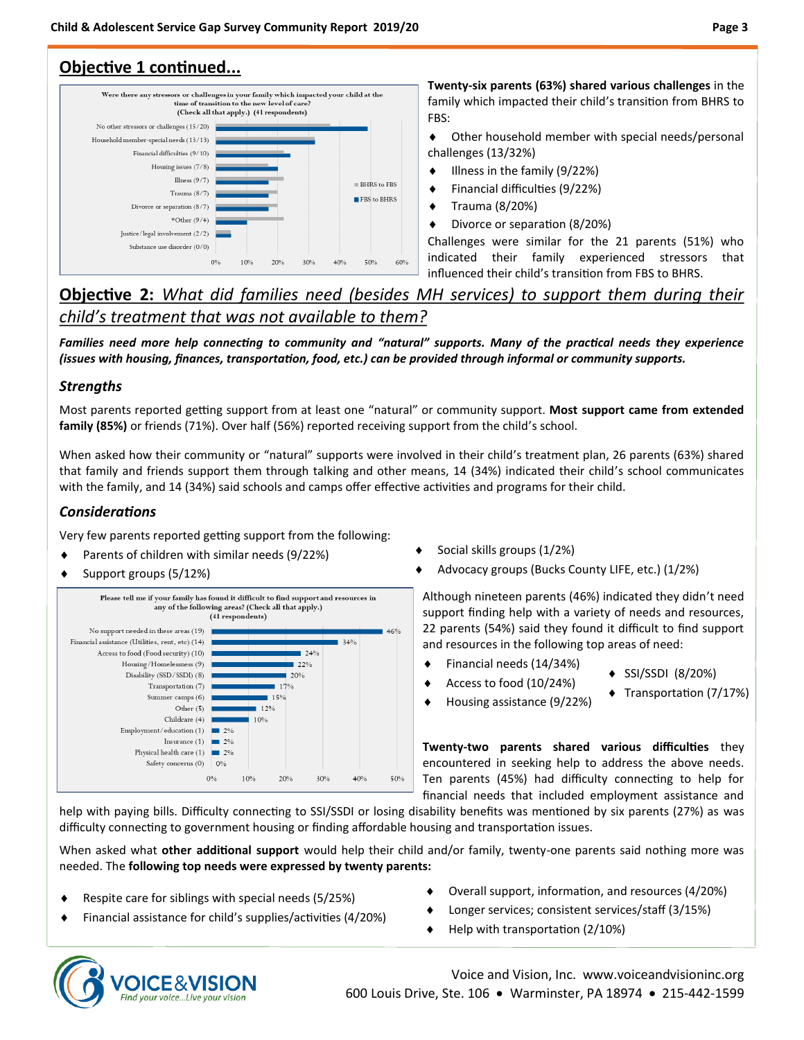## Objective 1 continued...

Were there any stressors or challenges in your family which impacted your child at the time of transition to the new level of care? (Check all that apply.) (41 respondents)

| Response | BHRS to FBS / FBS to BHRS |
|---|---|
| No other stressors or challenges | 15/20 |
| Household member-special needs | 13/13 |
| Financial difficulties | 9/10 |
| Housing issues | 7/8 |
| Illness | 9/7 |
| Trauma | 8/7 |
| Divorce or separation | 8/7 |
| *Other | 9/4 |
| Justice/legal involvement | 2/2 |
| Substance use disorder | 0/0 |

**Twenty-six parents (63%) shared various challenges** in the family which impacted their child's transition from BHRS to FBS:

- Other household member with special needs/personal challenges (13/32%)
- Illness in the family (9/22%)
- Financial difficulties (9/22%)
- Trauma (8/20%)
- Divorce or separation (8/20%)

Challenges were similar for the 21 parents (51%) who indicated their family experienced stressors that influenced their child's transition from FBS to BHRS.

## Objective 2: *What did families need (besides MH services) to support them during their child's treatment that was not available to them?*

***Families need more help connecting to community and "natural" supports. Many of the practical needs they experience (issues with housing, finances, transportation, food, etc.) can be provided through informal or community supports.***

### *Strengths*

Most parents reported getting support from at least one "natural" or community support. **Most support came from extended family (85%)** or friends (71%). Over half (56%) reported receiving support from the child's school.

When asked how their community or "natural" supports were involved in their child's treatment plan, 26 parents (63%) shared that family and friends support them through talking and other means, 14 (34%) indicated their child's school communicates with the family, and 14 (34%) said schools and camps offer effective activities and programs for their child.

### *Considerations*

Very few parents reported getting support from the following:

- Parents of children with similar needs (9/22%)
- Support groups (5/12%)
- Social skills groups (1/2%)
- Advocacy groups (Bucks County LIFE, etc.) (1/2%)

Please tell me if your family has found it difficult to find support and resources in any of the following areas? (Check all that apply.) (41 respondents)

| Area | Percent |
|---|---|
| No support needed in these areas (19) | 46% |
| Financial assistance (Utilities, rent, etc) (14) | 34% |
| Access to food (Food security) (10) | 24% |
| Housing/Homelessness (9) | 22% |
| Disability (SSD/SSDI) (8) | 20% |
| Transportation (7) | 17% |
| Summer camps (6) | 15% |
| Other (5) | 12% |
| Childcare (4) | 10% |
| Employment/education (1) | 2% |
| Insurance (1) | 2% |
| Physical health care (1) | 2% |
| Safety concerns (0) | 0% |

Although nineteen parents (46%) indicated they didn't need support finding help with a variety of needs and resources, 22 parents (54%) said they found it difficult to find support and resources in the following top areas of need:

- Financial needs (14/34%)
- Access to food (10/24%)
- Housing assistance (9/22%)
- SSI/SSDI (8/20%)
- Transportation (7/17%)

**Twenty-two parents shared various difficulties** they encountered in seeking help to address the above needs. Ten parents (45%) had difficulty connecting to help for financial needs that included employment assistance and help with paying bills. Difficulty connecting to SSI/SSDI or losing disability benefits was mentioned by six parents (27%) as was difficulty connecting to government housing or finding affordable housing and transportation issues.

When asked what **other additional support** would help their child and/or family, twenty-one parents said nothing more was needed. The **following top needs were expressed by twenty parents:**

- Respite care for siblings with special needs (5/25%)
- Financial assistance for child's supplies/activities (4/20%)
- Overall support, information, and resources (4/20%)
- Longer services; consistent services/staff (3/15%)
- Help with transportation (2/10%)

VOICE&VISION *Find your voice...Live your vision*

Voice and Vision, Inc. www.voiceandvisioninc.org
600 Louis Drive, Ste. 106 • Warminster, PA 18974 • 215-442-1599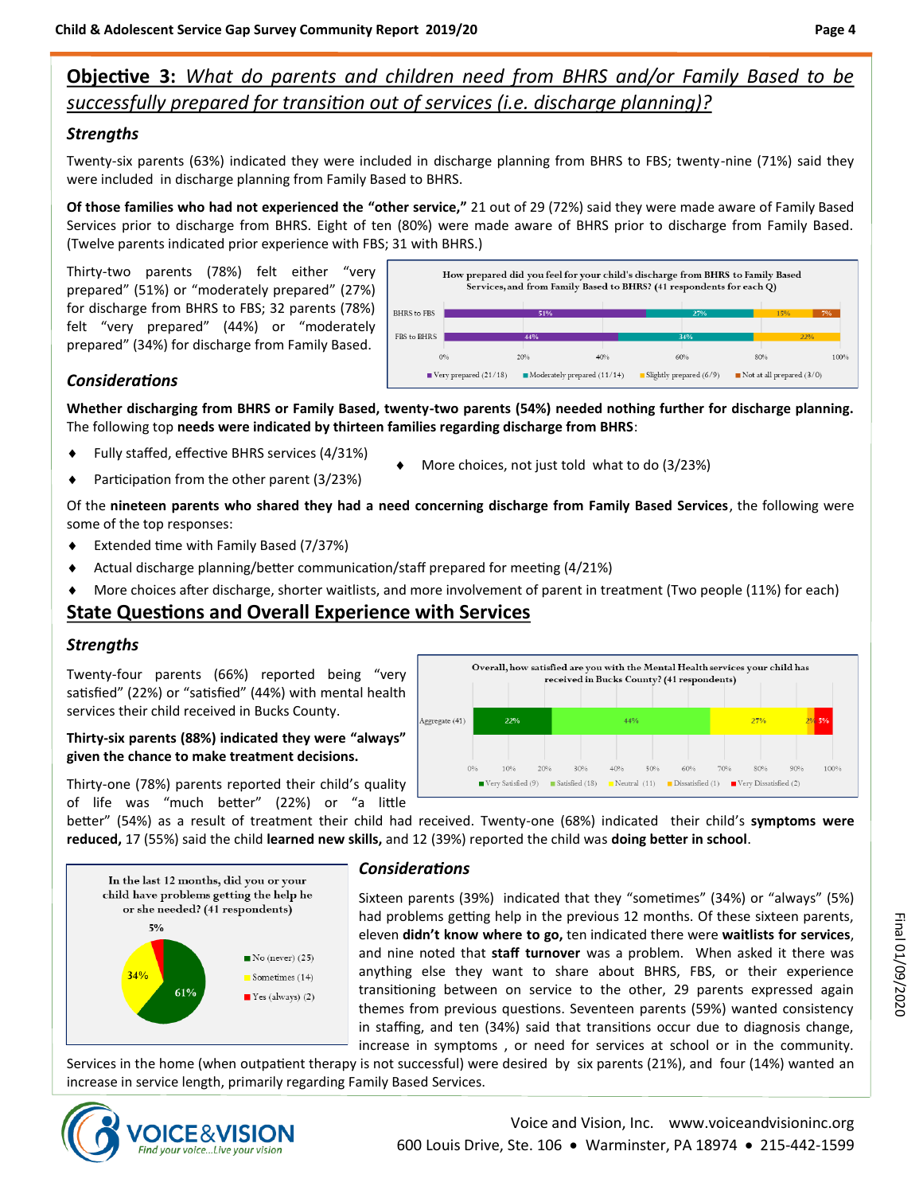## **Objective 3:** *What do parents and children need from BHRS and/or Family Based to be successfully prepared for transition out of services (i.e. discharge planning)?*

### *Strengths*

Twenty-six parents (63%) indicated they were included in discharge planning from BHRS to FBS; twenty-nine (71%) said they were included in discharge planning from Family Based to BHRS.

**Of those families who had not experienced the "other service,"** 21 out of 29 (72%) said they were made aware of Family Based Services prior to discharge from BHRS. Eight of ten (80%) were made aware of BHRS prior to discharge from Family Based. (Twelve parents indicated prior experience with FBS; 31 with BHRS.)

Thirty-two parents (78%) felt either "very prepared" (51%) or "moderately prepared" (27%) for discharge from BHRS to FBS; 32 parents (78%) felt "very prepared" (44%) or "moderately prepared" (34%) for discharge from Family Based.

How prepared did you feel for your child's discharge from BHRS to Family Based Services, and from Family Based to BHRS? (41 respondents for each Q)

BHRS to FBS: 51% | 27% | 15% | 7%

FBS to BHRS: 44% | 34% | 22%

0% 20% 40% 60% 80% 100%

Very prepared (21/18) Moderately prepared (11/14) Slightly prepared (6/9) Not at all prepared (3/0)

### *Considerations*

**Whether discharging from BHRS or Family Based, twenty-two parents (54%) needed nothing further for discharge planning.** The following top **needs were indicated by thirteen families regarding discharge from BHRS**:

- Fully staffed, effective BHRS services (4/31%)
- Participation from the other parent (3/23%)
- More choices, not just told what to do (3/23%)

Of the **nineteen parents who shared they had a need concerning discharge from Family Based Services**, the following were some of the top responses:

- Extended time with Family Based (7/37%)
- Actual discharge planning/better communication/staff prepared for meeting (4/21%)
- More choices after discharge, shorter waitlists, and more involvement of parent in treatment (Two people (11%) for each)

## **State Questions and Overall Experience with Services**

### *Strengths*

Twenty-four parents (66%) reported being "very satisfied" (22%) or "satisfied" (44%) with mental health services their child received in Bucks County.

**Thirty-six parents (88%) indicated they were "always" given the chance to make treatment decisions.**

Overall, how satisfied are you with the Mental Health services your child has received in Bucks County? (41 respondents)

Aggregate (41): 22% | 44% | 27% | 2% | 5%

0% 10% 20% 30% 40% 50% 60% 70% 80% 90% 100%

Very Satisfied (9) Satisfied (18) Neutral (11) Dissatisfied (1) Very Dissatisfied (2)

Thirty-one (78%) parents reported their child's quality of life was "much better" (22%) or "a little better" (54%) as a result of treatment their child had received. Twenty-one (68%) indicated their child's **symptoms were reduced,** 17 (55%) said the child **learned new skills,** and 12 (39%) reported the child was **doing better in school**.

In the last 12 months, did you or your child have problems getting the help he or she needed? (41 respondents)

5%

34%

61%

No (never) (25)

Sometimes (14)

Yes (always) (2)

### *Considerations*

Sixteen parents (39%) indicated that they "sometimes" (34%) or "always" (5%) had problems getting help in the previous 12 months. Of these sixteen parents, eleven **didn't know where to go,** ten indicated there were **waitlists for services**, and nine noted that **staff turnover** was a problem. When asked it there was anything else they want to share about BHRS, FBS, or their experience transitioning between on service to the other, 29 parents expressed again themes from previous questions. Seventeen parents (59%) wanted consistency in staffing, and ten (34%) said that transitions occur due to diagnosis change, increase in symptoms , or need for services at school or in the community. Services in the home (when outpatient therapy is not successful) were desired by six parents (21%), and four (14%) wanted an increase in service length, primarily regarding Family Based Services.

Final 01/09/2020

VOICE&VISION
Find your voice...Live your vision

Voice and Vision, Inc. www.voiceandvisioninc.org
600 Louis Drive, Ste. 106 • Warminster, PA 18974 • 215-442-1599